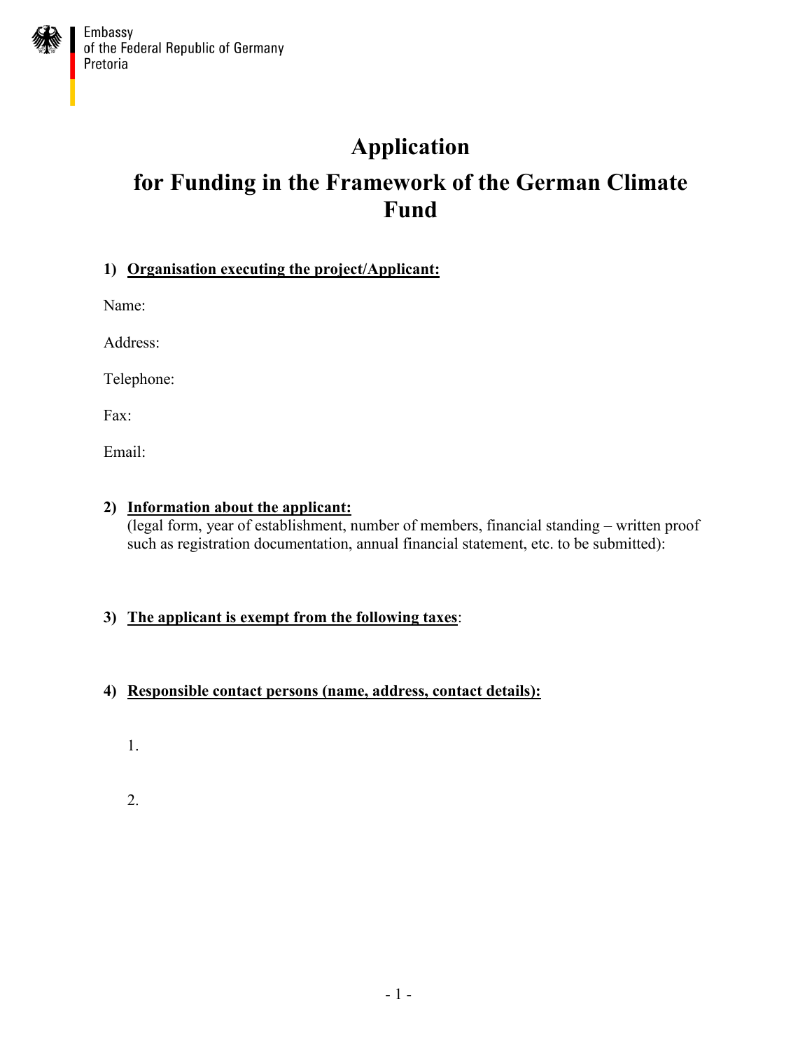Embassy
of the Federal Republic of Germany
Pretoria

# Application

# for Funding in the Framework of the German Climate Fund

1) **<u>Organisation executing the project/Applicant:</u>**

Name:

Address:

Telephone:

Fax:

Email:

2) **<u>Information about the applicant:</u>**
(legal form, year of establishment, number of members, financial standing – written proof such as registration documentation, annual financial statement, etc. to be submitted):

3) **<u>The applicant is exempt from the following taxes</u>**:

4) **<u>Responsible contact persons (name, address, contact details):</u>**

1.

2.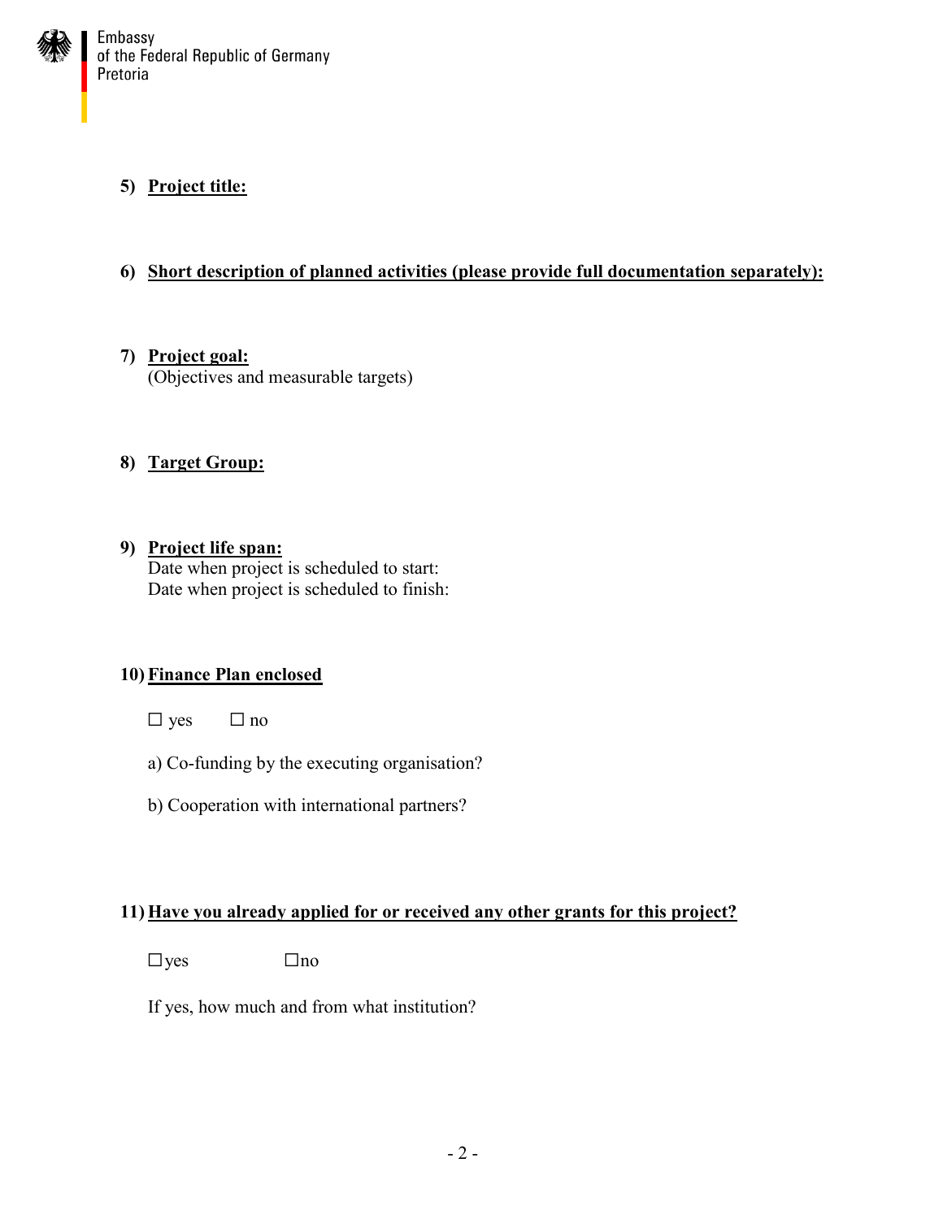**5) Project title:**

**6) Short description of planned activities (please provide full documentation separately):**

**7) Project goal:**
(Objectives and measurable targets)

**8) Target Group:**

**9) Project life span:**
Date when project is scheduled to start:
Date when project is scheduled to finish:

**10) Finance Plan enclosed**

☐ yes ☐ no

a) Co-funding by the executing organisation?

b) Cooperation with international partners?

**11) Have you already applied for or received any other grants for this project?**

☐yes ☐no

If yes, how much and from what institution?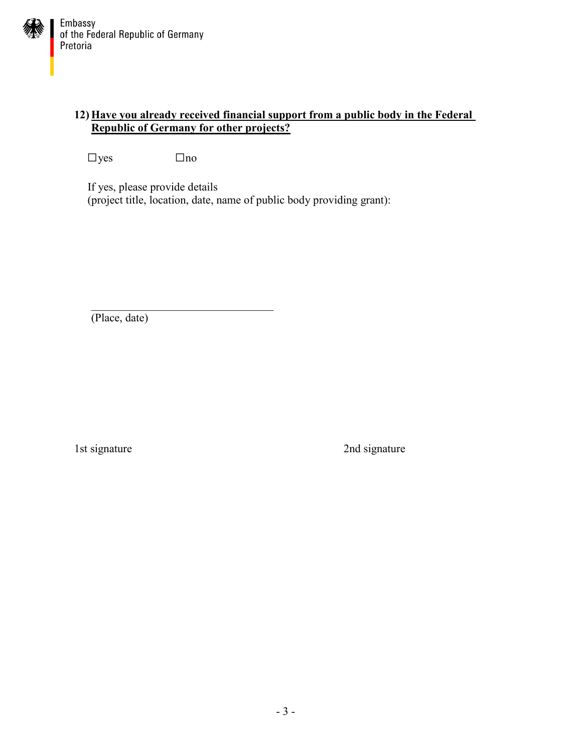Embassy
of the Federal Republic of Germany
Pretoria

**12) <u>Have you already received financial support from a public body in the Federal Republic of Germany for other projects?</u>**

☐yes ☐no

If yes, please provide details
(project title, location, date, name of public body providing grant):

\_\_\_\_\_\_\_\_\_\_\_\_\_\_\_\_\_\_\_\_\_\_\_\_\_\_\_\_\_\_\_\_
(Place, date)

1st signature 2nd signature